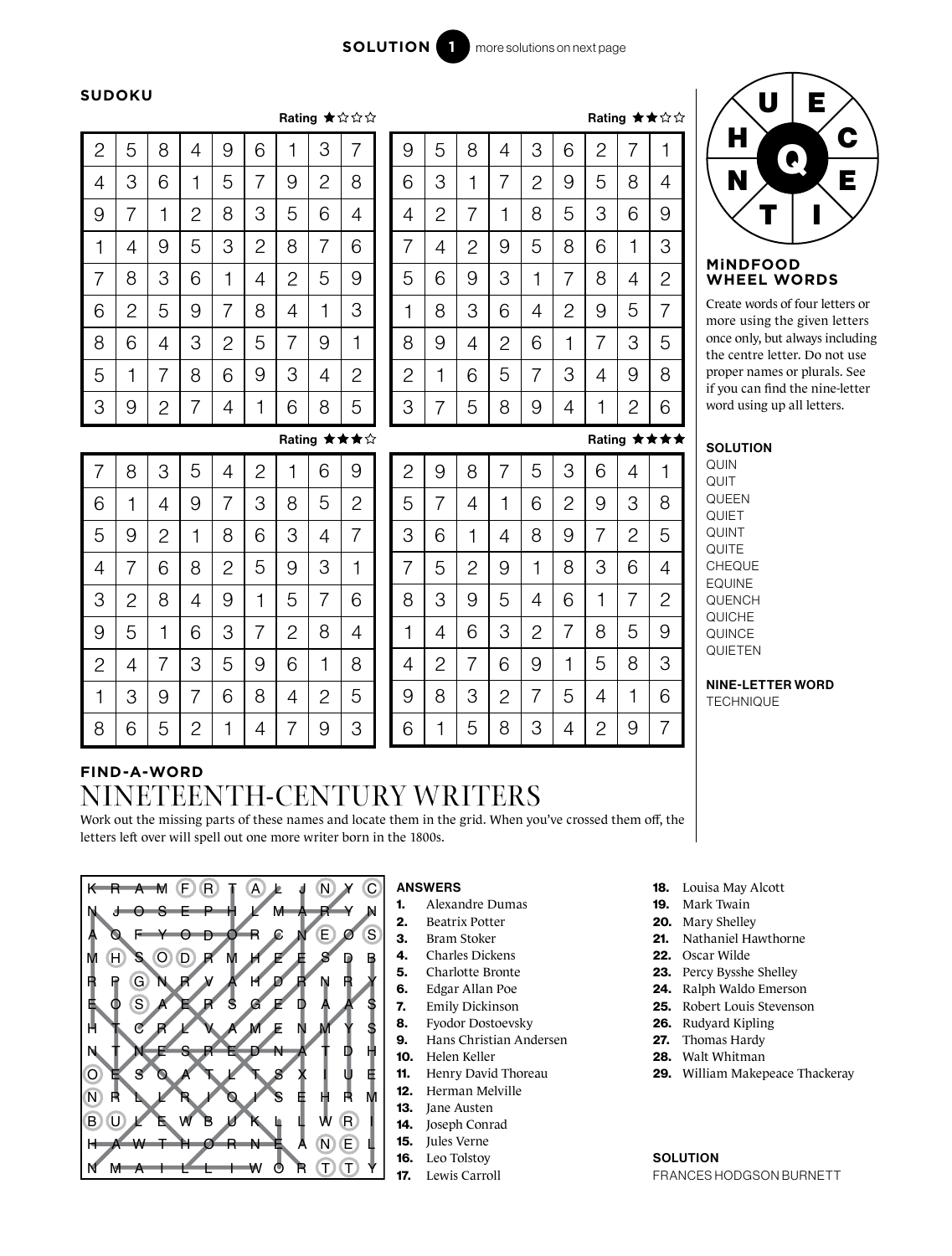**SOLUTION 1** more solutions on next page

## SUDOKU

Rating ★☆☆☆

| | | | | | | | | |
|---|---|---|---|---|---|---|---|---|
| 2 | 5 | 8 | 4 | 9 | 6 | 1 | 3 | 7 |
| 4 | 3 | 6 | 1 | 5 | 7 | 9 | 2 | 8 |
| 9 | 7 | 1 | 2 | 8 | 3 | 5 | 6 | 4 |
| 1 | 4 | 9 | 5 | 3 | 2 | 8 | 7 | 6 |
| 7 | 8 | 3 | 6 | 1 | 4 | 2 | 5 | 9 |
| 6 | 2 | 5 | 9 | 7 | 8 | 4 | 1 | 3 |
| 8 | 6 | 4 | 3 | 2 | 5 | 7 | 9 | 1 |
| 5 | 1 | 7 | 8 | 6 | 9 | 3 | 4 | 2 |
| 3 | 9 | 2 | 7 | 4 | 1 | 6 | 8 | 5 |

Rating ★★☆☆

| | | | | | | | | |
|---|---|---|---|---|---|---|---|---|
| 9 | 5 | 8 | 4 | 3 | 6 | 2 | 7 | 1 |
| 6 | 3 | 1 | 7 | 2 | 9 | 5 | 8 | 4 |
| 4 | 2 | 7 | 1 | 8 | 5 | 3 | 6 | 9 |
| 7 | 4 | 2 | 9 | 5 | 8 | 6 | 1 | 3 |
| 5 | 6 | 9 | 3 | 1 | 7 | 8 | 4 | 2 |
| 1 | 8 | 3 | 6 | 4 | 2 | 9 | 5 | 7 |
| 8 | 9 | 4 | 2 | 6 | 1 | 7 | 3 | 5 |
| 2 | 1 | 6 | 5 | 7 | 3 | 4 | 9 | 8 |
| 3 | 7 | 5 | 8 | 9 | 4 | 1 | 2 | 6 |

Rating ★★★☆

| | | | | | | | | |
|---|---|---|---|---|---|---|---|---|
| 7 | 8 | 3 | 5 | 4 | 2 | 1 | 6 | 9 |
| 6 | 1 | 4 | 9 | 7 | 3 | 8 | 5 | 2 |
| 5 | 9 | 2 | 1 | 8 | 6 | 3 | 4 | 7 |
| 4 | 7 | 6 | 8 | 2 | 5 | 9 | 3 | 1 |
| 3 | 2 | 8 | 4 | 9 | 1 | 5 | 7 | 6 |
| 9 | 5 | 1 | 6 | 3 | 7 | 2 | 8 | 4 |
| 2 | 4 | 7 | 3 | 5 | 9 | 6 | 1 | 8 |
| 1 | 3 | 9 | 7 | 6 | 8 | 4 | 2 | 5 |
| 8 | 6 | 5 | 2 | 1 | 4 | 7 | 9 | 3 |

Rating ★★★★

| | | | | | | | | |
|---|---|---|---|---|---|---|---|---|
| 2 | 9 | 8 | 7 | 5 | 3 | 6 | 4 | 1 |
| 5 | 7 | 4 | 1 | 6 | 2 | 9 | 3 | 8 |
| 3 | 6 | 1 | 4 | 8 | 9 | 7 | 2 | 5 |
| 7 | 5 | 2 | 9 | 1 | 8 | 3 | 6 | 4 |
| 8 | 3 | 9 | 5 | 4 | 6 | 1 | 7 | 2 |
| 1 | 4 | 6 | 3 | 2 | 7 | 8 | 5 | 9 |
| 4 | 2 | 7 | 6 | 9 | 1 | 5 | 8 | 3 |
| 9 | 8 | 3 | 2 | 7 | 5 | 4 | 1 | 6 |
| 6 | 1 | 5 | 8 | 3 | 4 | 2 | 9 | 7 |

## MiNDFOOD WHEEL WORDS

Letters: U, E, C, E, I, T, N, H; centre: Q

Create words of four letters or more using the given letters once only, but always including the centre letter. Do not use proper names or plurals. See if you can find the nine-letter word using up all letters.

**SOLUTION**

QUIN
QUIT
QUEEN
QUIET
QUINT
QUITE
CHEQUE
EQUINE
QUENCH
QUICHE
QUINCE
QUIETEN

**NINE-LETTER WORD**

TECHNIQUE

## FIND-A-WORD

# NINETEENTH-CENTURY WRITERS

Work out the missing parts of these names and locate them in the grid. When you've crossed them off, the letters left over will spell out one more writer born in the 1800s.

| | | | | | | | | | | | | | | | | |
|---|---|---|---|---|---|---|---|---|---|---|---|---|---|---|---|---|
| K | R | A | M | F | R | T | A | L | J | N | Y | C |
| N | J | O | S | E | P | H | L | M | A | R | Y | N |
| A | O | F | Y | O | D | O | R | C | N | E | O | S |
| M | H | S | O | D | R | M | H | E | E | S | D | B |
| R | P | G | N | R | V | A | H | D | R | N | R | Y |
| E | O | S | A | E | R | S | G | E | D | A | A | S |
| H | T | C | R | L | V | A | M | E | N | M | Y | S |
| N | T | N | E | S | R | E | D | N | A | T | D | H |
| O | E | S | O | A | T | L | T | S | X | I | U | E |
| N | R | L | L | R | I | O | I | S | E | H | R | M |
| B | U | L | E | W | B | U | K | L | L | W | R | I |
| H | A | W | T | H | O | R | N | E | A | N | E | L |
| N | M | A | I | L | L | I | W | O | R | T | T | Y |

**ANSWERS**

1. Alexandre Dumas
2. Beatrix Potter
3. Bram Stoker
4. Charles Dickens
5. Charlotte Bronte
6. Edgar Allan Poe
7. Emily Dickinson
8. Fyodor Dostoevsky
9. Hans Christian Andersen
10. Helen Keller
11. Henry David Thoreau
12. Herman Melville
13. Jane Austen
14. Joseph Conrad
15. Jules Verne
16. Leo Tolstoy
17. Lewis Carroll
18. Louisa May Alcott
19. Mark Twain
20. Mary Shelley
21. Nathaniel Hawthorne
22. Oscar Wilde
23. Percy Bysshe Shelley
24. Ralph Waldo Emerson
25. Robert Louis Stevenson
26. Rudyard Kipling
27. Thomas Hardy
28. Walt Whitman
29. William Makepeace Thackeray

**SOLUTION**

FRANCES HODGSON BURNETT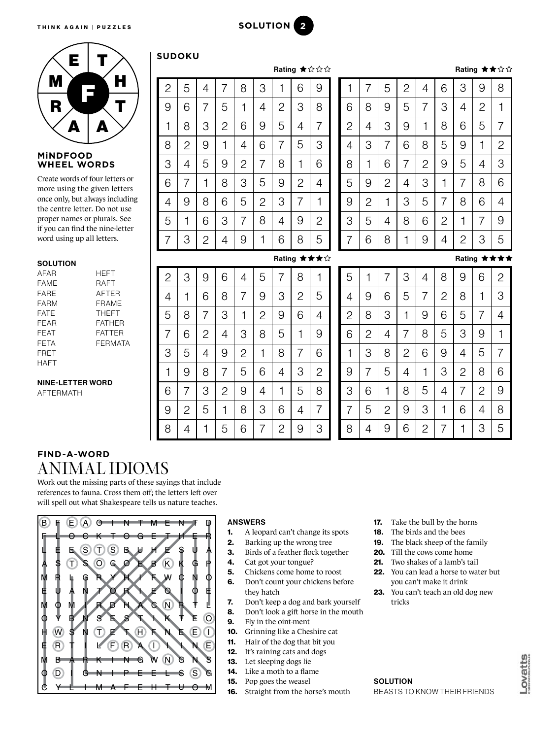# SOLUTION 2

## MiNDFOOD WHEEL WORDS

E T H T A A R M — centre letter F

Create words of four letters or more using the given letters once only, but always including the centre letter. Do not use proper names or plurals. See if you can find the nine-letter word using up all letters.

### SOLUTION

AFAR
FAME
FARE
FARM
FATE
FEAR
FEAT
FETA
FRET
HAFT
HEFT
RAFT
AFTER
FRAME
THEFT
FATHER
FATTER
FERMATA

### NINE-LETTER WORD

AFTERMATH

## SUDOKU

Rating ★☆☆☆

| | | | | | | | | |
|---|---|---|---|---|---|---|---|---|
| 2 | 5 | 4 | 7 | 8 | 3 | 1 | 6 | 9 |
| 9 | 6 | 7 | 5 | 1 | 4 | 2 | 3 | 8 |
| 1 | 8 | 3 | 2 | 6 | 9 | 5 | 4 | 7 |
| 8 | 2 | 9 | 1 | 4 | 6 | 7 | 5 | 3 |
| 3 | 4 | 5 | 9 | 2 | 7 | 8 | 1 | 6 |
| 6 | 7 | 1 | 8 | 3 | 5 | 9 | 2 | 4 |
| 4 | 9 | 8 | 6 | 5 | 2 | 3 | 7 | 1 |
| 5 | 1 | 6 | 3 | 7 | 8 | 4 | 9 | 2 |
| 7 | 3 | 2 | 4 | 9 | 1 | 6 | 8 | 5 |

Rating ★★☆☆

| | | | | | | | | |
|---|---|---|---|---|---|---|---|---|
| 1 | 7 | 5 | 2 | 4 | 6 | 3 | 9 | 8 |
| 6 | 8 | 9 | 5 | 7 | 3 | 4 | 2 | 1 |
| 2 | 4 | 3 | 9 | 1 | 8 | 6 | 5 | 7 |
| 4 | 3 | 7 | 6 | 8 | 5 | 9 | 1 | 2 |
| 8 | 1 | 6 | 7 | 2 | 9 | 5 | 4 | 3 |
| 5 | 9 | 2 | 4 | 3 | 1 | 7 | 8 | 6 |
| 9 | 2 | 1 | 3 | 5 | 7 | 8 | 6 | 4 |
| 3 | 5 | 4 | 8 | 6 | 2 | 1 | 7 | 9 |
| 7 | 6 | 8 | 1 | 9 | 4 | 2 | 3 | 5 |

Rating ★★★☆

| | | | | | | | | |
|---|---|---|---|---|---|---|---|---|
| 2 | 3 | 9 | 6 | 4 | 5 | 7 | 8 | 1 |
| 4 | 1 | 6 | 8 | 7 | 9 | 3 | 2 | 5 |
| 5 | 8 | 7 | 3 | 1 | 2 | 9 | 6 | 4 |
| 7 | 6 | 2 | 4 | 3 | 8 | 5 | 1 | 9 |
| 3 | 5 | 4 | 9 | 2 | 1 | 8 | 7 | 6 |
| 1 | 9 | 8 | 7 | 5 | 6 | 4 | 3 | 2 |
| 6 | 7 | 3 | 2 | 9 | 4 | 1 | 5 | 8 |
| 9 | 2 | 5 | 1 | 8 | 3 | 6 | 4 | 7 |
| 8 | 4 | 1 | 5 | 6 | 7 | 2 | 9 | 3 |

Rating ★★★★

| | | | | | | | | |
|---|---|---|---|---|---|---|---|---|
| 5 | 1 | 7 | 3 | 4 | 8 | 9 | 6 | 2 |
| 4 | 9 | 6 | 5 | 7 | 2 | 8 | 1 | 3 |
| 2 | 8 | 3 | 1 | 9 | 6 | 5 | 7 | 4 |
| 6 | 2 | 4 | 7 | 8 | 5 | 3 | 9 | 1 |
| 1 | 3 | 8 | 2 | 6 | 9 | 4 | 5 | 7 |
| 9 | 7 | 5 | 4 | 1 | 3 | 2 | 8 | 6 |
| 3 | 6 | 1 | 8 | 5 | 4 | 7 | 2 | 9 |
| 7 | 5 | 2 | 9 | 3 | 1 | 6 | 4 | 8 |
| 8 | 4 | 9 | 6 | 2 | 7 | 1 | 3 | 5 |

## FIND-A-WORD

## ANIMAL IDIOMS

Work out the missing parts of these sayings that include references to fauna. Cross them off; the letters left over will spell out what Shakespeare tells us nature teaches.

| | | | | | | | | | | | | | |
|---|---|---|---|---|---|---|---|---|---|---|---|---|---|
| B | F | E | A | O | I | N | T | M | E | N | T | D |
| F | L | O | C | K | T | O | G | E | T | H | E | R |
| L | E | E | S | T | S | B | U | H | E | S | U | A |
| A | S | T | S | O | C | O | E | B | K | K | G | P |
| M | R | L | G | R | Y | H | I | F | W | C | N | O |
| E | U | A | N | T | O | R | I | E | O | I | O | E |
| M | O | M | I | R | D | H | A | C | N | R | T | L |
| O | Y | B | N | S | E | S | T | I | K | T | E | O |
| H | W | S | N | T | E | T | H | F | N | E | E | I |
| E | R | T | I | L | F | R | A | I | I | I | N | E |
| M | B | A | R | K | I | N | G | W | N | G | N | S |
| O | D | I | G | N | I | P | E | E | L | S | S | G |
| C | Y | L | I | M | A | F | E | H | T | U | O | M |

### ANSWERS

1. A leopard can't change its spots
2. Barking up the wrong tree
3. Birds of a feather flock together
4. Cat got your tongue?
5. Chickens come home to roost
6. Don't count your chickens before they hatch
7. Don't keep a dog and bark yourself
8. Don't look a gift horse in the mouth
9. Fly in the oint-ment
10. Grinning like a Cheshire cat
11. Hair of the dog that bit you
12. It's raining cats and dogs
13. Let sleeping dogs lie
14. Like a moth to a flame
15. Pop goes the weasel
16. Straight from the horse's mouth
17. Take the bull by the horns
18. The birds and the bees
19. The black sheep of the family
20. Till the cows come home
21. Two shakes of a lamb's tail
22. You can lead a horse to water but you can't make it drink
23. You can't teach an old dog new tricks

### SOLUTION

BEASTS TO KNOW THEIR FRIENDS